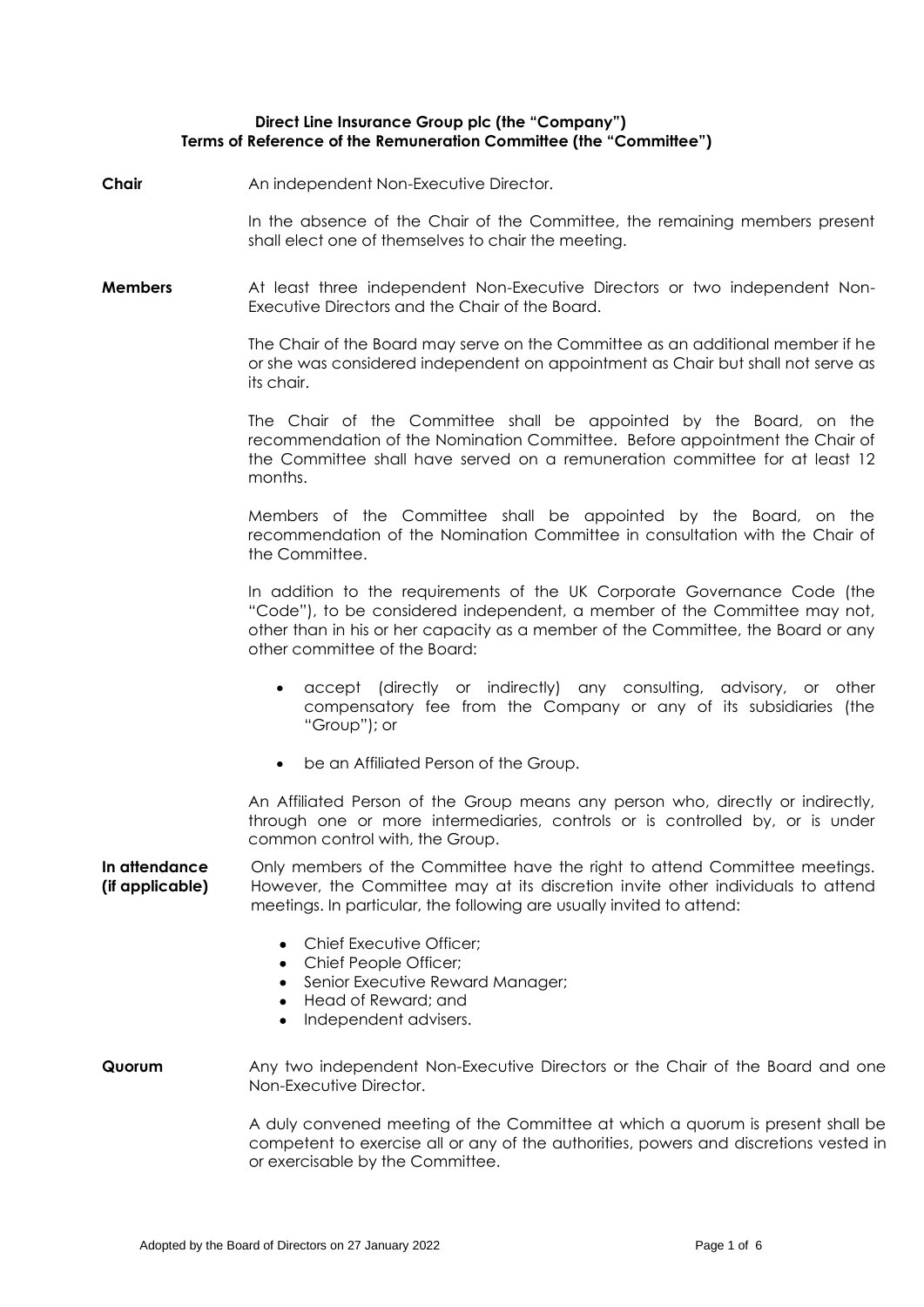**Direct Line Insurance Group plc (the "Company")**
**Terms of Reference of the Remuneration Committee (the "Committee")**

**Chair**

An independent Non-Executive Director.

In the absence of the Chair of the Committee, the remaining members present shall elect one of themselves to chair the meeting.

**Members**

At least three independent Non-Executive Directors or two independent Non-Executive Directors and the Chair of the Board.

The Chair of the Board may serve on the Committee as an additional member if he or she was considered independent on appointment as Chair but shall not serve as its chair.

The Chair of the Committee shall be appointed by the Board, on the recommendation of the Nomination Committee. Before appointment the Chair of the Committee shall have served on a remuneration committee for at least 12 months.

Members of the Committee shall be appointed by the Board, on the recommendation of the Nomination Committee in consultation with the Chair of the Committee.

In addition to the requirements of the UK Corporate Governance Code (the "Code"), to be considered independent, a member of the Committee may not, other than in his or her capacity as a member of the Committee, the Board or any other committee of the Board:

- accept (directly or indirectly) any consulting, advisory, or other compensatory fee from the Company or any of its subsidiaries (the "Group"); or
- be an Affiliated Person of the Group.

An Affiliated Person of the Group means any person who, directly or indirectly, through one or more intermediaries, controls or is controlled by, or is under common control with, the Group.

**In attendance (if applicable)**

Only members of the Committee have the right to attend Committee meetings. However, the Committee may at its discretion invite other individuals to attend meetings. In particular, the following are usually invited to attend:

- Chief Executive Officer;
- Chief People Officer;
- Senior Executive Reward Manager;
- Head of Reward; and
- Independent advisers.

**Quorum**

Any two independent Non-Executive Directors or the Chair of the Board and one Non-Executive Director.

A duly convened meeting of the Committee at which a quorum is present shall be competent to exercise all or any of the authorities, powers and discretions vested in or exercisable by the Committee.

Adopted by the Board of Directors on 27 January 2022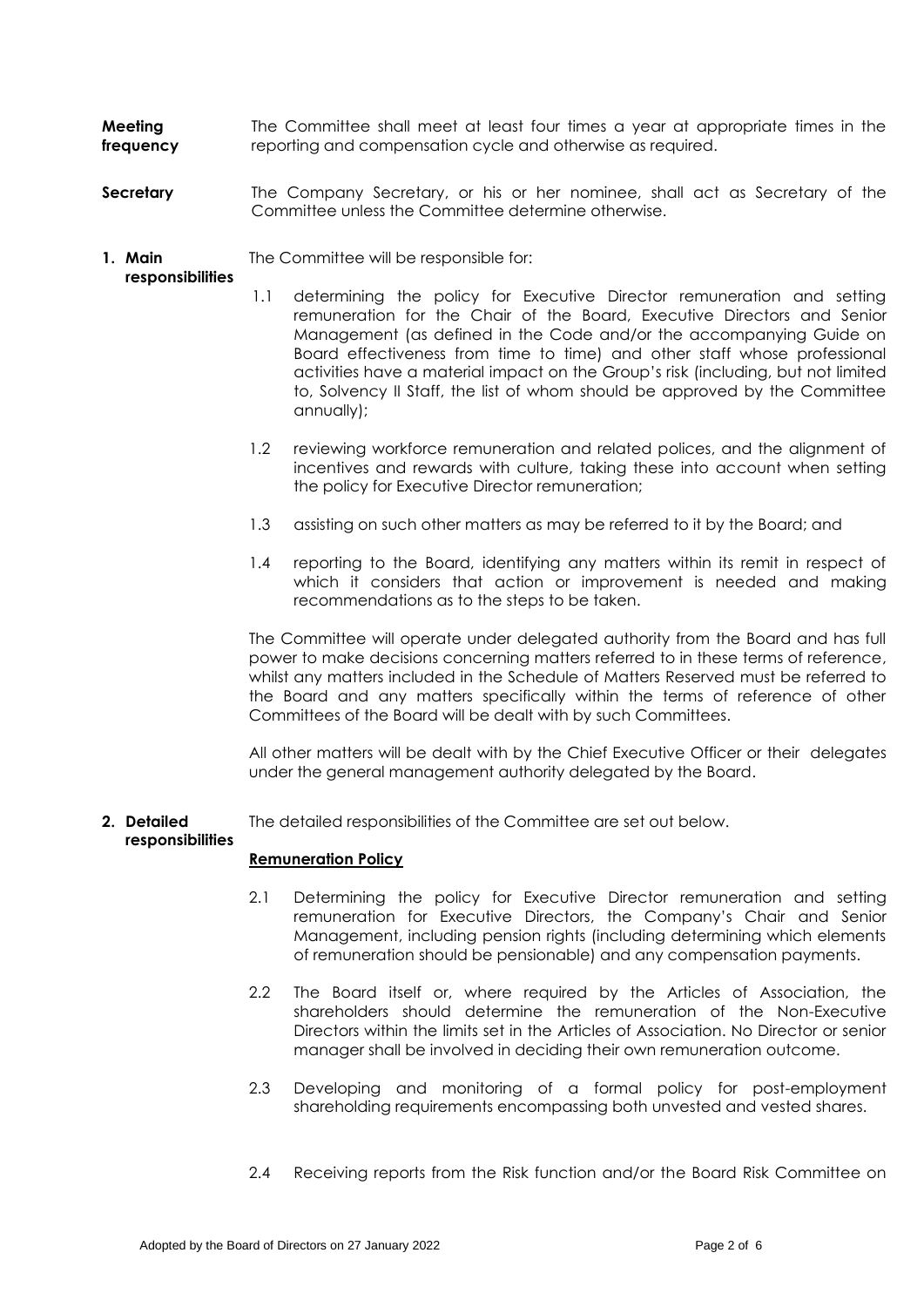**Meeting frequency** The Committee shall meet at least four times a year at appropriate times in the reporting and compensation cycle and otherwise as required.

**Secretary** The Company Secretary, or his or her nominee, shall act as Secretary of the Committee unless the Committee determine otherwise.

**1. Main responsibilities** The Committee will be responsible for:

1.1 determining the policy for Executive Director remuneration and setting remuneration for the Chair of the Board, Executive Directors and Senior Management (as defined in the Code and/or the accompanying Guide on Board effectiveness from time to time) and other staff whose professional activities have a material impact on the Group's risk (including, but not limited to, Solvency II Staff, the list of whom should be approved by the Committee annually);

1.2 reviewing workforce remuneration and related polices, and the alignment of incentives and rewards with culture, taking these into account when setting the policy for Executive Director remuneration;

1.3 assisting on such other matters as may be referred to it by the Board; and

1.4 reporting to the Board, identifying any matters within its remit in respect of which it considers that action or improvement is needed and making recommendations as to the steps to be taken.

The Committee will operate under delegated authority from the Board and has full power to make decisions concerning matters referred to in these terms of reference, whilst any matters included in the Schedule of Matters Reserved must be referred to the Board and any matters specifically within the terms of reference of other Committees of the Board will be dealt with by such Committees.

All other matters will be dealt with by the Chief Executive Officer or their delegates under the general management authority delegated by the Board.

**2. Detailed responsibilities** The detailed responsibilities of the Committee are set out below.

**Remuneration Policy**

2.1 Determining the policy for Executive Director remuneration and setting remuneration for Executive Directors, the Company's Chair and Senior Management, including pension rights (including determining which elements of remuneration should be pensionable) and any compensation payments.

2.2 The Board itself or, where required by the Articles of Association, the shareholders should determine the remuneration of the Non-Executive Directors within the limits set in the Articles of Association. No Director or senior manager shall be involved in deciding their own remuneration outcome.

2.3 Developing and monitoring of a formal policy for post-employment shareholding requirements encompassing both unvested and vested shares.

2.4 Receiving reports from the Risk function and/or the Board Risk Committee on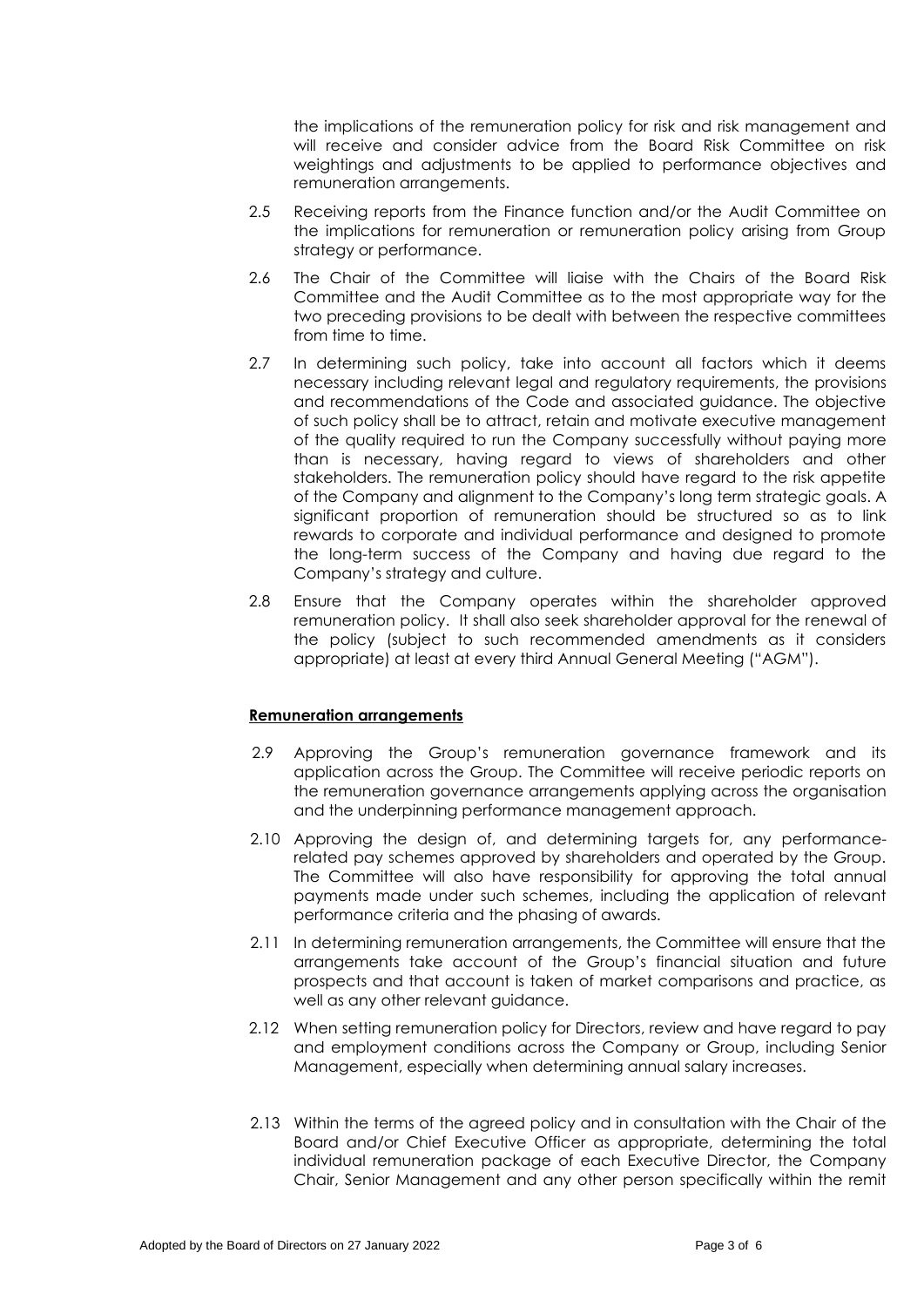the implications of the remuneration policy for risk and risk management and will receive and consider advice from the Board Risk Committee on risk weightings and adjustments to be applied to performance objectives and remuneration arrangements.

2.5 Receiving reports from the Finance function and/or the Audit Committee on the implications for remuneration or remuneration policy arising from Group strategy or performance.

2.6 The Chair of the Committee will liaise with the Chairs of the Board Risk Committee and the Audit Committee as to the most appropriate way for the two preceding provisions to be dealt with between the respective committees from time to time.

2.7 In determining such policy, take into account all factors which it deems necessary including relevant legal and regulatory requirements, the provisions and recommendations of the Code and associated guidance. The objective of such policy shall be to attract, retain and motivate executive management of the quality required to run the Company successfully without paying more than is necessary, having regard to views of shareholders and other stakeholders. The remuneration policy should have regard to the risk appetite of the Company and alignment to the Company's long term strategic goals. A significant proportion of remuneration should be structured so as to link rewards to corporate and individual performance and designed to promote the long-term success of the Company and having due regard to the Company's strategy and culture.

2.8 Ensure that the Company operates within the shareholder approved remuneration policy. It shall also seek shareholder approval for the renewal of the policy (subject to such recommended amendments as it considers appropriate) at least at every third Annual General Meeting ("AGM").

**Remuneration arrangements**

2.9 Approving the Group's remuneration governance framework and its application across the Group. The Committee will receive periodic reports on the remuneration governance arrangements applying across the organisation and the underpinning performance management approach.

2.10 Approving the design of, and determining targets for, any performance-related pay schemes approved by shareholders and operated by the Group. The Committee will also have responsibility for approving the total annual payments made under such schemes, including the application of relevant performance criteria and the phasing of awards.

2.11 In determining remuneration arrangements, the Committee will ensure that the arrangements take account of the Group's financial situation and future prospects and that account is taken of market comparisons and practice, as well as any other relevant guidance.

2.12 When setting remuneration policy for Directors, review and have regard to pay and employment conditions across the Company or Group, including Senior Management, especially when determining annual salary increases.

2.13 Within the terms of the agreed policy and in consultation with the Chair of the Board and/or Chief Executive Officer as appropriate, determining the total individual remuneration package of each Executive Director, the Company Chair, Senior Management and any other person specifically within the remit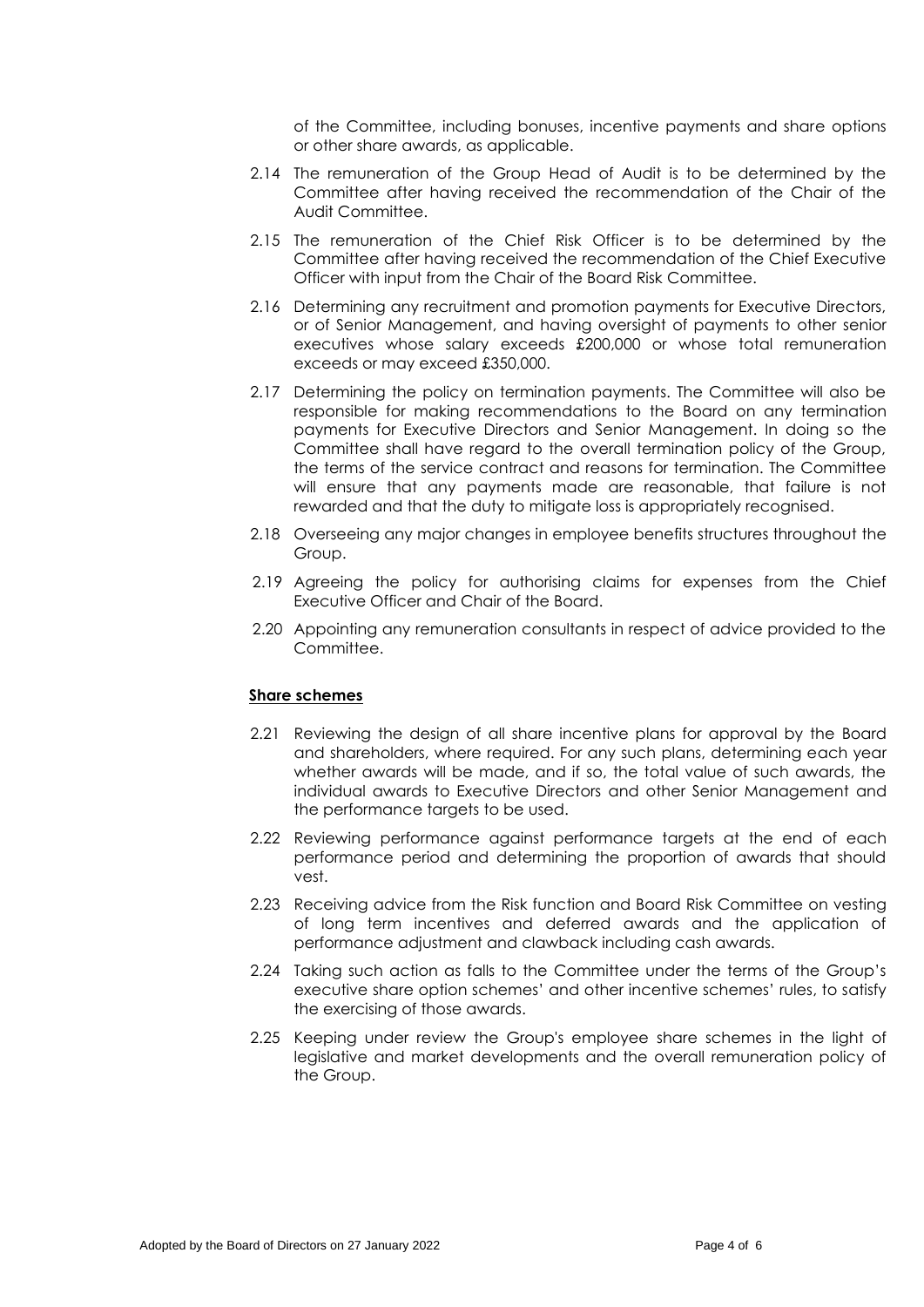of the Committee, including bonuses, incentive payments and share options or other share awards, as applicable.

2.14 The remuneration of the Group Head of Audit is to be determined by the Committee after having received the recommendation of the Chair of the Audit Committee.

2.15 The remuneration of the Chief Risk Officer is to be determined by the Committee after having received the recommendation of the Chief Executive Officer with input from the Chair of the Board Risk Committee.

2.16 Determining any recruitment and promotion payments for Executive Directors, or of Senior Management, and having oversight of payments to other senior executives whose salary exceeds £200,000 or whose total remuneration exceeds or may exceed £350,000.

2.17 Determining the policy on termination payments. The Committee will also be responsible for making recommendations to the Board on any termination payments for Executive Directors and Senior Management. In doing so the Committee shall have regard to the overall termination policy of the Group, the terms of the service contract and reasons for termination. The Committee will ensure that any payments made are reasonable, that failure is not rewarded and that the duty to mitigate loss is appropriately recognised.

2.18 Overseeing any major changes in employee benefits structures throughout the Group.

2.19 Agreeing the policy for authorising claims for expenses from the Chief Executive Officer and Chair of the Board.

2.20 Appointing any remuneration consultants in respect of advice provided to the Committee.

**Share schemes**

2.21 Reviewing the design of all share incentive plans for approval by the Board and shareholders, where required. For any such plans, determining each year whether awards will be made, and if so, the total value of such awards, the individual awards to Executive Directors and other Senior Management and the performance targets to be used.

2.22 Reviewing performance against performance targets at the end of each performance period and determining the proportion of awards that should vest.

2.23 Receiving advice from the Risk function and Board Risk Committee on vesting of long term incentives and deferred awards and the application of performance adjustment and clawback including cash awards.

2.24 Taking such action as falls to the Committee under the terms of the Group's executive share option schemes' and other incentive schemes' rules, to satisfy the exercising of those awards.

2.25 Keeping under review the Group's employee share schemes in the light of legislative and market developments and the overall remuneration policy of the Group.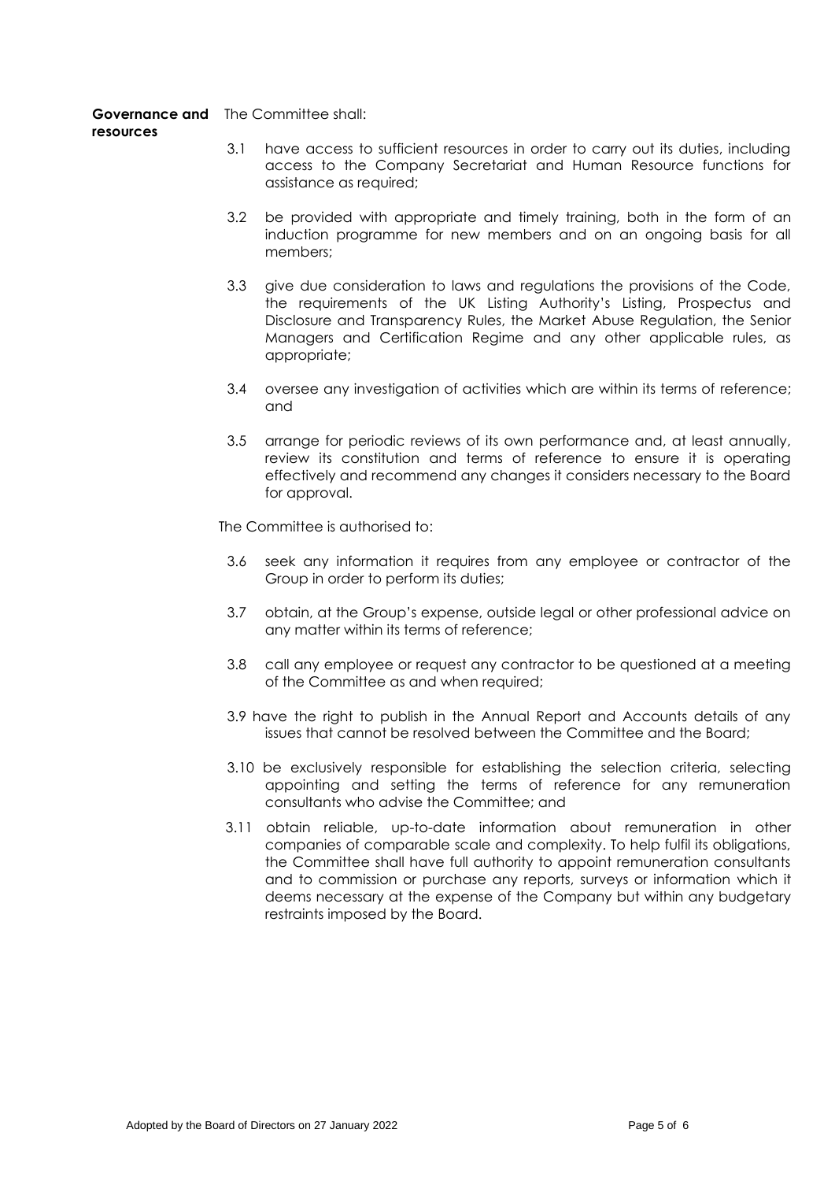**Governance and resources**

The Committee shall:

3.1 have access to sufficient resources in order to carry out its duties, including access to the Company Secretariat and Human Resource functions for assistance as required;

3.2 be provided with appropriate and timely training, both in the form of an induction programme for new members and on an ongoing basis for all members;

3.3 give due consideration to laws and regulations the provisions of the Code, the requirements of the UK Listing Authority's Listing, Prospectus and Disclosure and Transparency Rules, the Market Abuse Regulation, the Senior Managers and Certification Regime and any other applicable rules, as appropriate;

3.4 oversee any investigation of activities which are within its terms of reference; and

3.5 arrange for periodic reviews of its own performance and, at least annually, review its constitution and terms of reference to ensure it is operating effectively and recommend any changes it considers necessary to the Board for approval.

The Committee is authorised to:

3.6 seek any information it requires from any employee or contractor of the Group in order to perform its duties;

3.7 obtain, at the Group's expense, outside legal or other professional advice on any matter within its terms of reference;

3.8 call any employee or request any contractor to be questioned at a meeting of the Committee as and when required;

3.9 have the right to publish in the Annual Report and Accounts details of any issues that cannot be resolved between the Committee and the Board;

3.10 be exclusively responsible for establishing the selection criteria, selecting appointing and setting the terms of reference for any remuneration consultants who advise the Committee; and

3.11 obtain reliable, up-to-date information about remuneration in other companies of comparable scale and complexity. To help fulfil its obligations, the Committee shall have full authority to appoint remuneration consultants and to commission or purchase any reports, surveys or information which it deems necessary at the expense of the Company but within any budgetary restraints imposed by the Board.

Adopted by the Board of Directors on 27 January 2022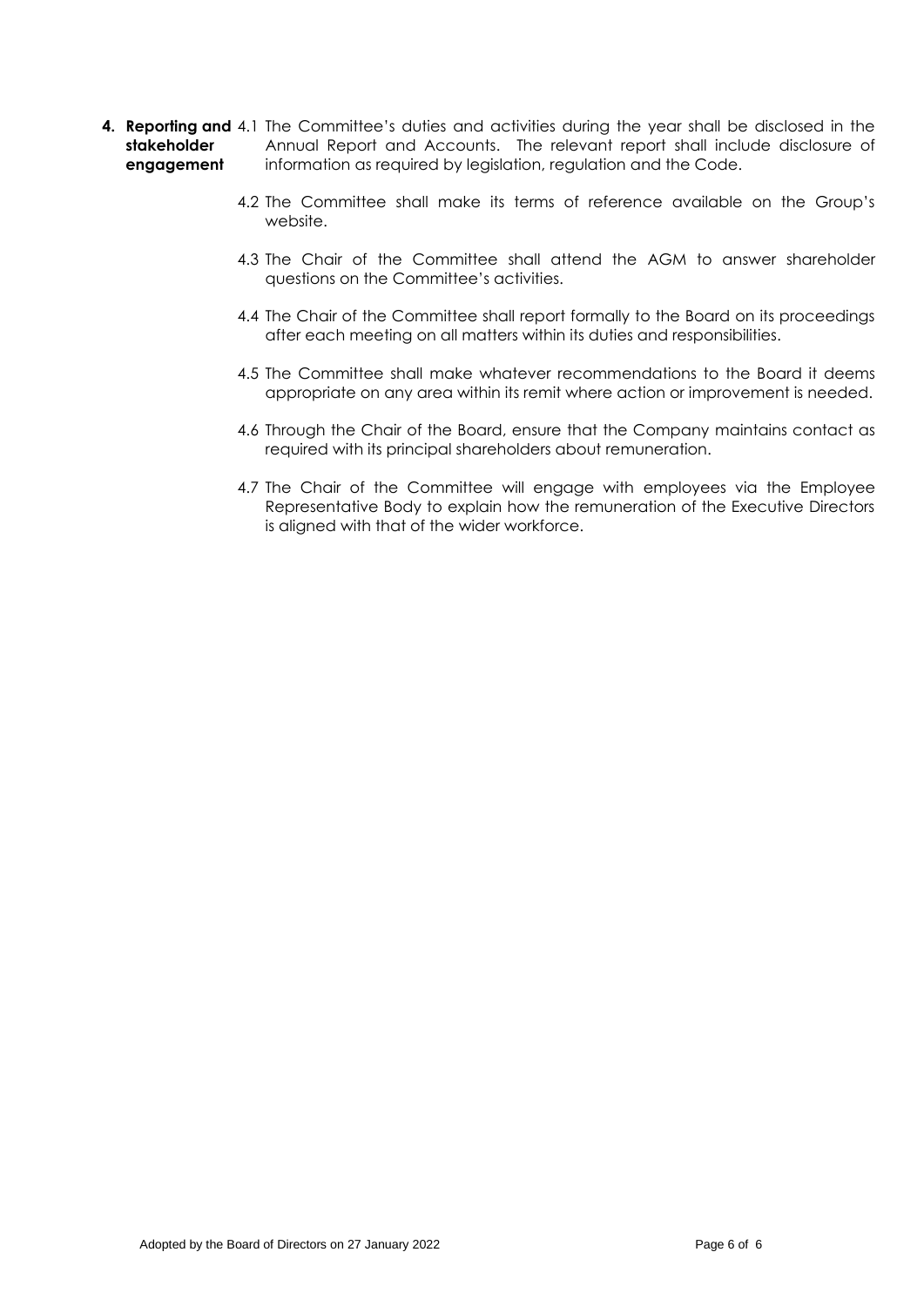**4. Reporting and stakeholder engagement**

4.1 The Committee's duties and activities during the year shall be disclosed in the Annual Report and Accounts. The relevant report shall include disclosure of information as required by legislation, regulation and the Code.

4.2 The Committee shall make its terms of reference available on the Group's website.

4.3 The Chair of the Committee shall attend the AGM to answer shareholder questions on the Committee's activities.

4.4 The Chair of the Committee shall report formally to the Board on its proceedings after each meeting on all matters within its duties and responsibilities.

4.5 The Committee shall make whatever recommendations to the Board it deems appropriate on any area within its remit where action or improvement is needed.

4.6 Through the Chair of the Board, ensure that the Company maintains contact as required with its principal shareholders about remuneration.

4.7 The Chair of the Committee will engage with employees via the Employee Representative Body to explain how the remuneration of the Executive Directors is aligned with that of the wider workforce.

Adopted by the Board of Directors on 27 January 2022